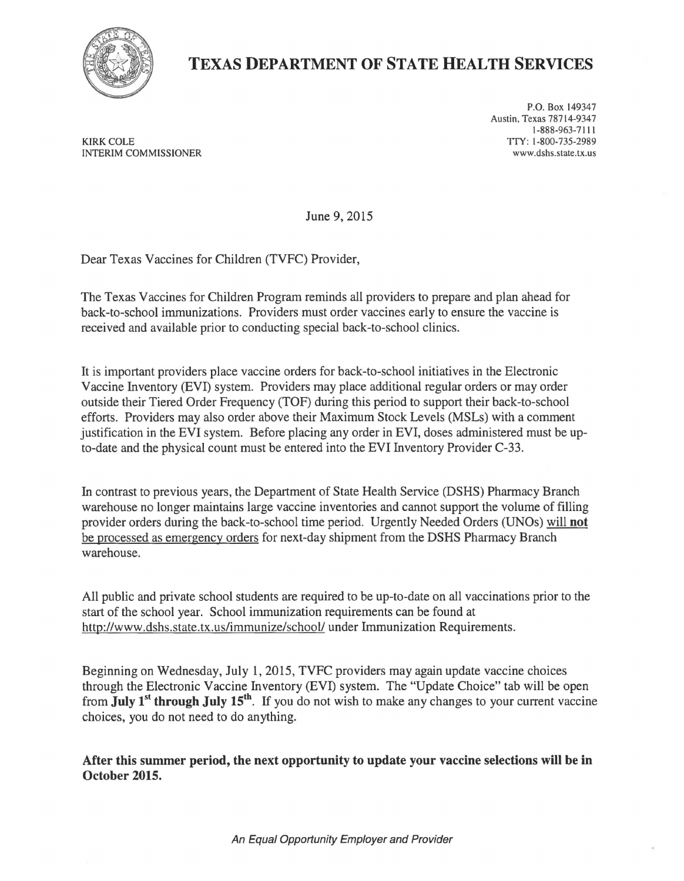# TEXAS DEPARTMENT OF STATE HEALTH SERVICES

KIRK COLE
INTERIM COMMISSIONER

P.O. Box 149347
Austin, Texas 78714-9347
1-888-963-7111
TTY: 1-800-735-2989
www.dshs.state.tx.us

June 9, 2015

Dear Texas Vaccines for Children (TVFC) Provider,

The Texas Vaccines for Children Program reminds all providers to prepare and plan ahead for back-to-school immunizations. Providers must order vaccines early to ensure the vaccine is received and available prior to conducting special back-to-school clinics.

It is important providers place vaccine orders for back-to-school initiatives in the Electronic Vaccine Inventory (EVI) system. Providers may place additional regular orders or may order outside their Tiered Order Frequency (TOF) during this period to support their back-to-school efforts. Providers may also order above their Maximum Stock Levels (MSLs) with a comment justification in the EVI system. Before placing any order in EVI, doses administered must be up-to-date and the physical count must be entered into the EVI Inventory Provider C-33.

In contrast to previous years, the Department of State Health Service (DSHS) Pharmacy Branch warehouse no longer maintains large vaccine inventories and cannot support the volume of filling provider orders during the back-to-school time period. Urgently Needed Orders (UNOs) will **not** be processed as emergency orders for next-day shipment from the DSHS Pharmacy Branch warehouse.

All public and private school students are required to be up-to-date on all vaccinations prior to the start of the school year. School immunization requirements can be found at http://www.dshs.state.tx.us/immunize/school/ under Immunization Requirements.

Beginning on Wednesday, July 1, 2015, TVFC providers may again update vaccine choices through the Electronic Vaccine Inventory (EVI) system. The "Update Choice" tab will be open from **July 1st through July 15th**. If you do not wish to make any changes to your current vaccine choices, you do not need to do anything.

**After this summer period, the next opportunity to update your vaccine selections will be in October 2015.**

*An Equal Opportunity Employer and Provider*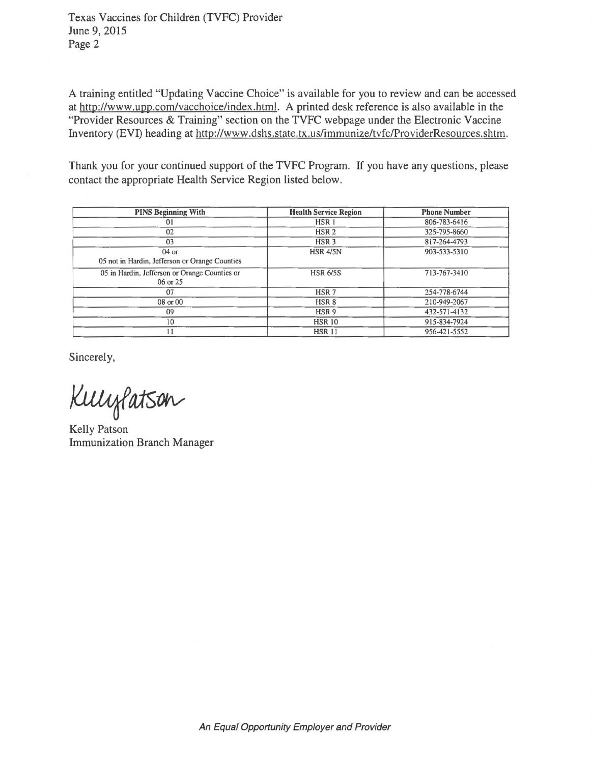A training entitled "Updating Vaccine Choice" is available for you to review and can be accessed at http://www.upp.com/vacchoice/index.html. A printed desk reference is also available in the "Provider Resources & Training" section on the TVFC webpage under the Electronic Vaccine Inventory (EVI) heading at http://www.dshs.state.tx.us/immunize/tvfc/ProviderResources.shtm.

Thank you for your continued support of the TVFC Program. If you have any questions, please contact the appropriate Health Service Region listed below.

| PINS Beginning With | Health Service Region | Phone Number |
|---|---|---|
| 01 | HSR 1 | 806-783-6416 |
| 02 | HSR 2 | 325-795-8660 |
| 03 | HSR 3 | 817-264-4793 |
| 04 or 05 not in Hardin, Jefferson or Orange Counties | HSR 4/5N | 903-533-5310 |
| 05 in Hardin, Jefferson or Orange Counties or 06 or 25 | HSR 6/5S | 713-767-3410 |
| 07 | HSR 7 | 254-778-6744 |
| 08 or 00 | HSR 8 | 210-949-2067 |
| 09 | HSR 9 | 432-571-4132 |
| 10 | HSR 10 | 915-834-7924 |
| 11 | HSR 11 | 956-421-5552 |

Sincerely,

Kelly Patson

Kelly Patson
Immunization Branch Manager

*An Equal Opportunity Employer and Provider*